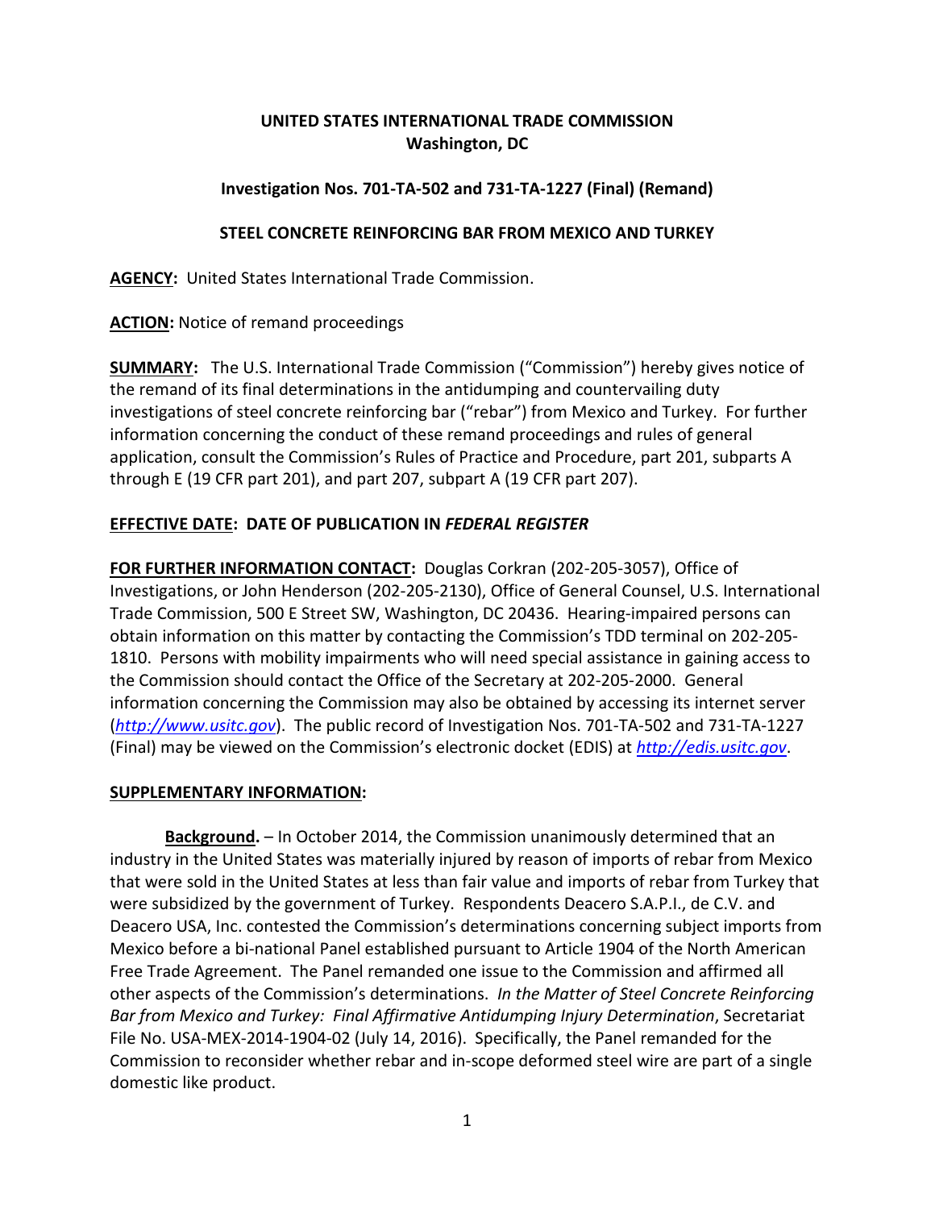**UNITED STATES INTERNATIONAL TRADE COMMISSION**
**Washington, DC**

**Investigation Nos. 701-TA-502 and 731-TA-1227 (Final) (Remand)**

**STEEL CONCRETE REINFORCING BAR FROM MEXICO AND TURKEY**

**AGENCY:** United States International Trade Commission.

**ACTION:** Notice of remand proceedings

**SUMMARY:** The U.S. International Trade Commission ("Commission") hereby gives notice of the remand of its final determinations in the antidumping and countervailing duty investigations of steel concrete reinforcing bar ("rebar") from Mexico and Turkey. For further information concerning the conduct of these remand proceedings and rules of general application, consult the Commission's Rules of Practice and Procedure, part 201, subparts A through E (19 CFR part 201), and part 207, subpart A (19 CFR part 207).

**EFFECTIVE DATE: DATE OF PUBLICATION IN *FEDERAL REGISTER***

**FOR FURTHER INFORMATION CONTACT:** Douglas Corkran (202-205-3057), Office of Investigations, or John Henderson (202-205-2130), Office of General Counsel, U.S. International Trade Commission, 500 E Street SW, Washington, DC 20436. Hearing-impaired persons can obtain information on this matter by contacting the Commission's TDD terminal on 202-205-1810. Persons with mobility impairments who will need special assistance in gaining access to the Commission should contact the Office of the Secretary at 202-205-2000. General information concerning the Commission may also be obtained by accessing its internet server (*http://www.usitc.gov*). The public record of Investigation Nos. 701-TA-502 and 731-TA-1227 (Final) may be viewed on the Commission's electronic docket (EDIS) at *http://edis.usitc.gov*.

**SUPPLEMENTARY INFORMATION:**

**Background.** – In October 2014, the Commission unanimously determined that an industry in the United States was materially injured by reason of imports of rebar from Mexico that were sold in the United States at less than fair value and imports of rebar from Turkey that were subsidized by the government of Turkey. Respondents Deacero S.A.P.I., de C.V. and Deacero USA, Inc. contested the Commission's determinations concerning subject imports from Mexico before a bi-national Panel established pursuant to Article 1904 of the North American Free Trade Agreement. The Panel remanded one issue to the Commission and affirmed all other aspects of the Commission's determinations. *In the Matter of Steel Concrete Reinforcing Bar from Mexico and Turkey: Final Affirmative Antidumping Injury Determination*, Secretariat File No. USA-MEX-2014-1904-02 (July 14, 2016). Specifically, the Panel remanded for the Commission to reconsider whether rebar and in-scope deformed steel wire are part of a single domestic like product.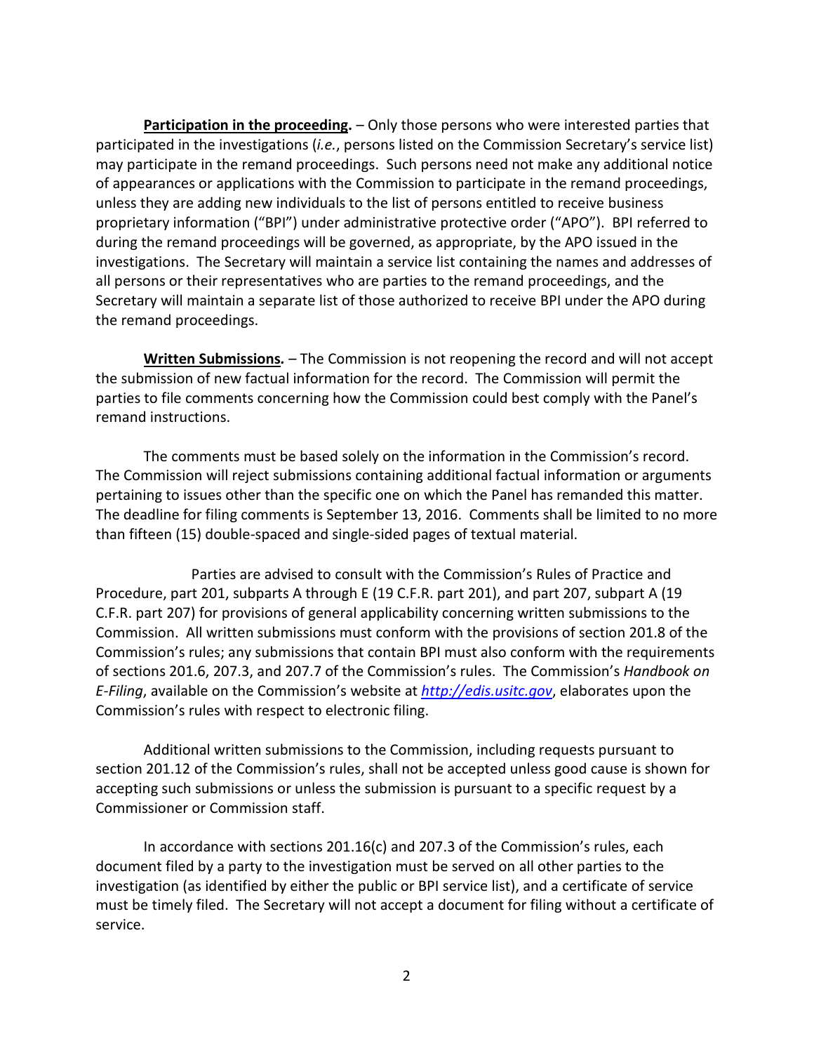**<u>Participation in the proceeding</u>.** – Only those persons who were interested parties that participated in the investigations (*i.e.*, persons listed on the Commission Secretary's service list) may participate in the remand proceedings. Such persons need not make any additional notice of appearances or applications with the Commission to participate in the remand proceedings, unless they are adding new individuals to the list of persons entitled to receive business proprietary information ("BPI") under administrative protective order ("APO"). BPI referred to during the remand proceedings will be governed, as appropriate, by the APO issued in the investigations. The Secretary will maintain a service list containing the names and addresses of all persons or their representatives who are parties to the remand proceedings, and the Secretary will maintain a separate list of those authorized to receive BPI under the APO during the remand proceedings.

**<u>Written Submissions</u>***.* – The Commission is not reopening the record and will not accept the submission of new factual information for the record. The Commission will permit the parties to file comments concerning how the Commission could best comply with the Panel's remand instructions.

The comments must be based solely on the information in the Commission's record. The Commission will reject submissions containing additional factual information or arguments pertaining to issues other than the specific one on which the Panel has remanded this matter. The deadline for filing comments is September 13, 2016. Comments shall be limited to no more than fifteen (15) double-spaced and single-sided pages of textual material.

Parties are advised to consult with the Commission's Rules of Practice and Procedure, part 201, subparts A through E (19 C.F.R. part 201), and part 207, subpart A (19 C.F.R. part 207) for provisions of general applicability concerning written submissions to the Commission. All written submissions must conform with the provisions of section 201.8 of the Commission's rules; any submissions that contain BPI must also conform with the requirements of sections 201.6, 207.3, and 207.7 of the Commission's rules. The Commission's *Handbook on E-Filing*, available on the Commission's website at [*http://edis.usitc.gov*](http://edis.usitc.gov), elaborates upon the Commission's rules with respect to electronic filing.

Additional written submissions to the Commission, including requests pursuant to section 201.12 of the Commission's rules, shall not be accepted unless good cause is shown for accepting such submissions or unless the submission is pursuant to a specific request by a Commissioner or Commission staff.

In accordance with sections 201.16(c) and 207.3 of the Commission's rules, each document filed by a party to the investigation must be served on all other parties to the investigation (as identified by either the public or BPI service list), and a certificate of service must be timely filed. The Secretary will not accept a document for filing without a certificate of service.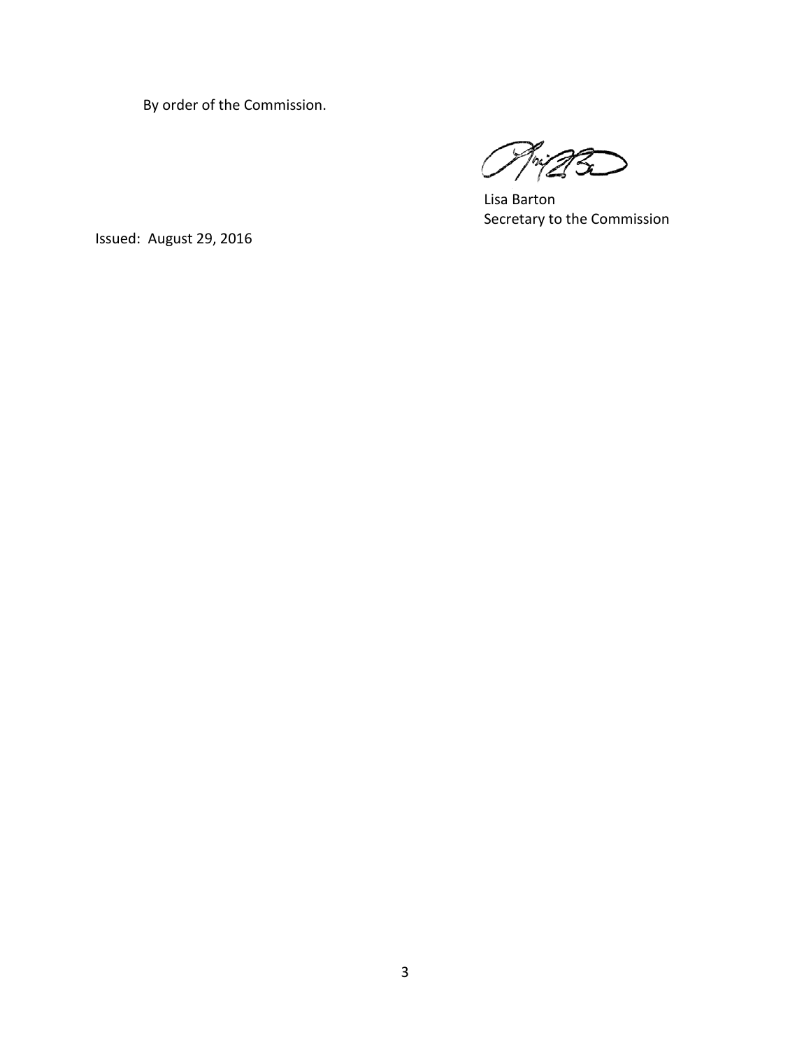By order of the Commission.

Lisa Barton
Secretary to the Commission

Issued: August 29, 2016